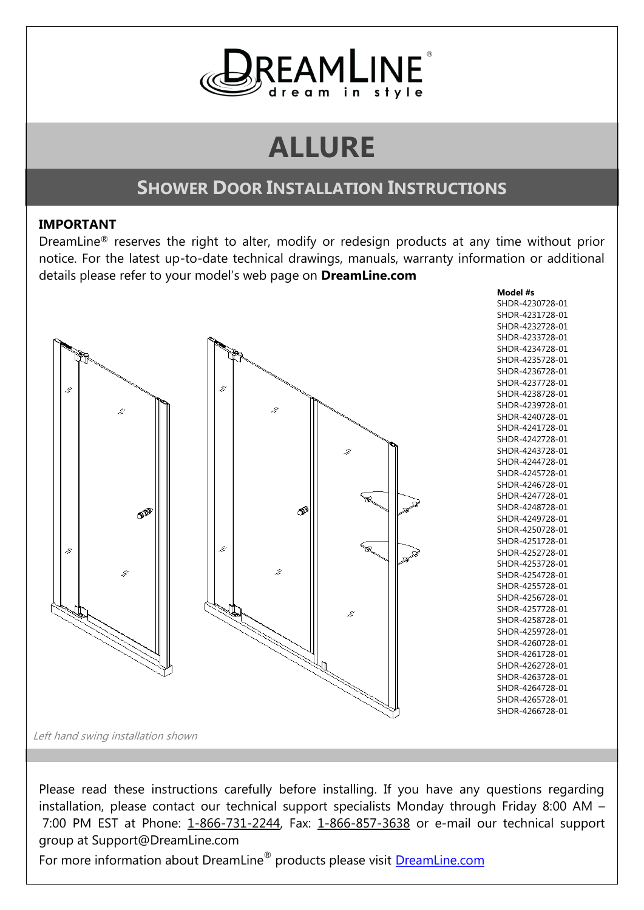# ALLURE

## SHOWER DOOR INSTALLATION INSTRUCTIONS

**IMPORTANT**

DreamLine® reserves the right to alter, modify or redesign products at any time without prior notice. For the latest up-to-date technical drawings, manuals, warranty information or additional details please refer to your model's web page on **DreamLine.com**

**Model #s**

SHDR-4230728-01
SHDR-4231728-01
SHDR-4232728-01
SHDR-4233728-01
SHDR-4234728-01
SHDR-4235728-01
SHDR-4236728-01
SHDR-4237728-01
SHDR-4238728-01
SHDR-4239728-01
SHDR-4240728-01
SHDR-4241728-01
SHDR-4242728-01
SHDR-4243728-01
SHDR-4244728-01
SHDR-4245728-01
SHDR-4246728-01
SHDR-4247728-01
SHDR-4248728-01
SHDR-4249728-01
SHDR-4250728-01
SHDR-4251728-01
SHDR-4252728-01
SHDR-4253728-01
SHDR-4254728-01
SHDR-4255728-01
SHDR-4256728-01
SHDR-4257728-01
SHDR-4258728-01
SHDR-4259728-01
SHDR-4260728-01
SHDR-4261728-01
SHDR-4262728-01
SHDR-4263728-01
SHDR-4264728-01
SHDR-4265728-01
SHDR-4266728-01

*Left hand swing installation shown*

Please read these instructions carefully before installing. If you have any questions regarding installation, please contact our technical support specialists Monday through Friday 8:00 AM – 7:00 PM EST at Phone: 1-866-731-2244, Fax: 1-866-857-3638 or e-mail our technical support group at Support@DreamLine.com

For more information about DreamLine® products please visit DreamLine.com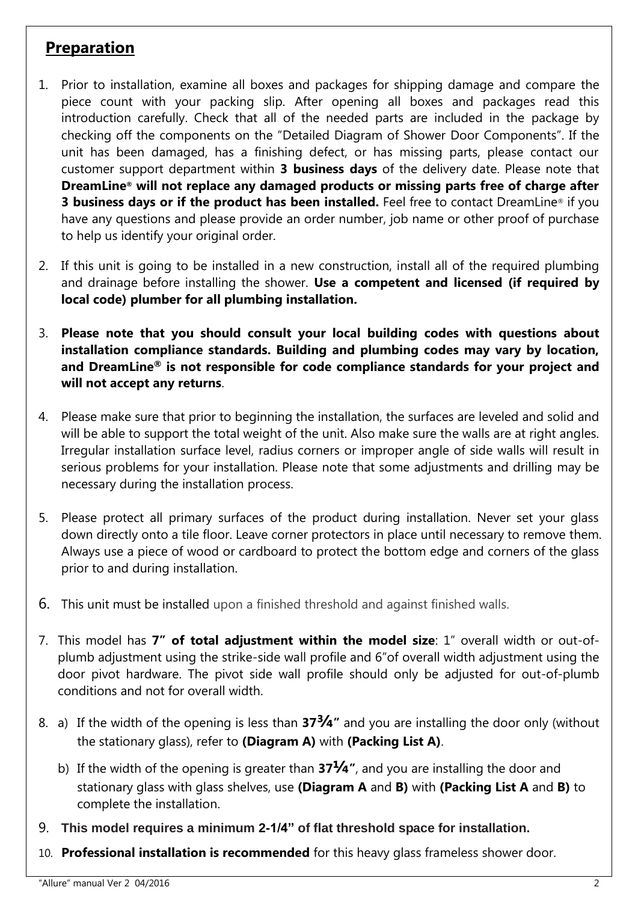## Preparation

1. Prior to installation, examine all boxes and packages for shipping damage and compare the piece count with your packing slip. After opening all boxes and packages read this introduction carefully. Check that all of the needed parts are included in the package by checking off the components on the "Detailed Diagram of Shower Door Components". If the unit has been damaged, has a finishing defect, or has missing parts, please contact our customer support department within **3 business days** of the delivery date. Please note that **DreamLine® will not replace any damaged products or missing parts free of charge after 3 business days or if the product has been installed.** Feel free to contact DreamLine® if you have any questions and please provide an order number, job name or other proof of purchase to help us identify your original order.

2. If this unit is going to be installed in a new construction, install all of the required plumbing and drainage before installing the shower. **Use a competent and licensed (if required by local code) plumber for all plumbing installation.**

3. **Please note that you should consult your local building codes with questions about installation compliance standards. Building and plumbing codes may vary by location, and DreamLine® is not responsible for code compliance standards for your project and will not accept any returns**.

4. Please make sure that prior to beginning the installation, the surfaces are leveled and solid and will be able to support the total weight of the unit. Also make sure the walls are at right angles. Irregular installation surface level, radius corners or improper angle of side walls will result in serious problems for your installation. Please note that some adjustments and drilling may be necessary during the installation process.

5. Please protect all primary surfaces of the product during installation. Never set your glass down directly onto a tile floor. Leave corner protectors in place until necessary to remove them. Always use a piece of wood or cardboard to protect the bottom edge and corners of the glass prior to and during installation.

6. This unit must be installed upon a finished threshold and against finished walls.

7. This model has **7" of total adjustment within the model size**: 1" overall width or out-of-plumb adjustment using the strike-side wall profile and 6"of overall width adjustment using the door pivot hardware. The pivot side wall profile should only be adjusted for out-of-plumb conditions and not for overall width.

8. a) If the width of the opening is less than **37¾"** and you are installing the door only (without the stationary glass), refer to **(Diagram A)** with **(Packing List A)**.

   b) If the width of the opening is greater than **37¼"**, and you are installing the door and stationary glass with glass shelves, use **(Diagram A** and **B)** with **(Packing List A** and **B)** to complete the installation.

9. **This model requires a minimum 2-1/4" of flat threshold space for installation.**

10. **Professional installation is recommended** for this heavy glass frameless shower door.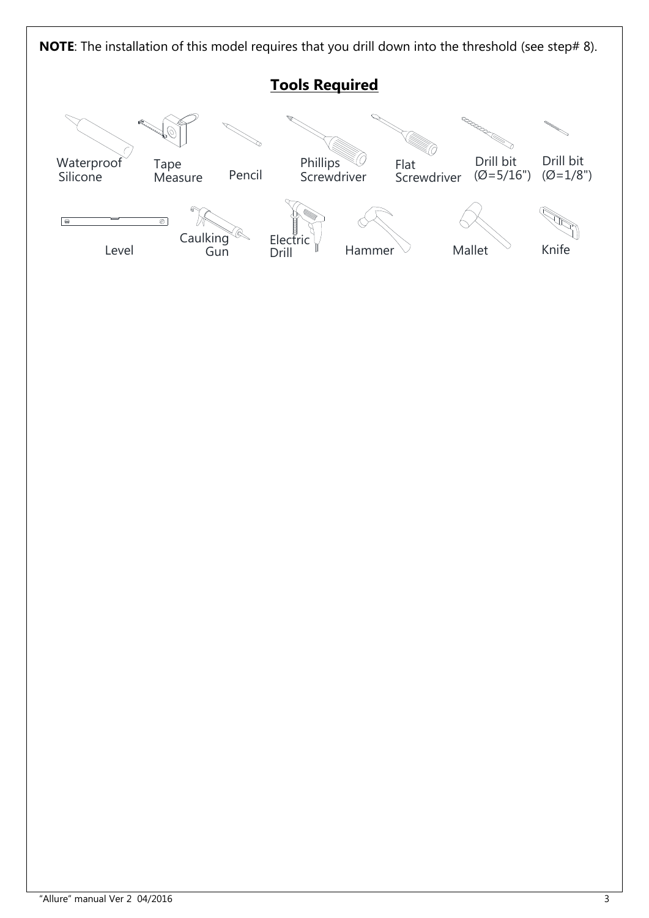**NOTE**: The installation of this model requires that you drill down into the threshold (see step# 8).

## Tools Required

- Waterproof Silicone
- Tape Measure
- Pencil
- Phillips Screwdriver
- Flat Screwdriver
- Drill bit (Ø=5/16")
- Drill bit (Ø=1/8")
- Level
- Caulking Gun
- Electric Drill
- Hammer
- Mallet
- Knife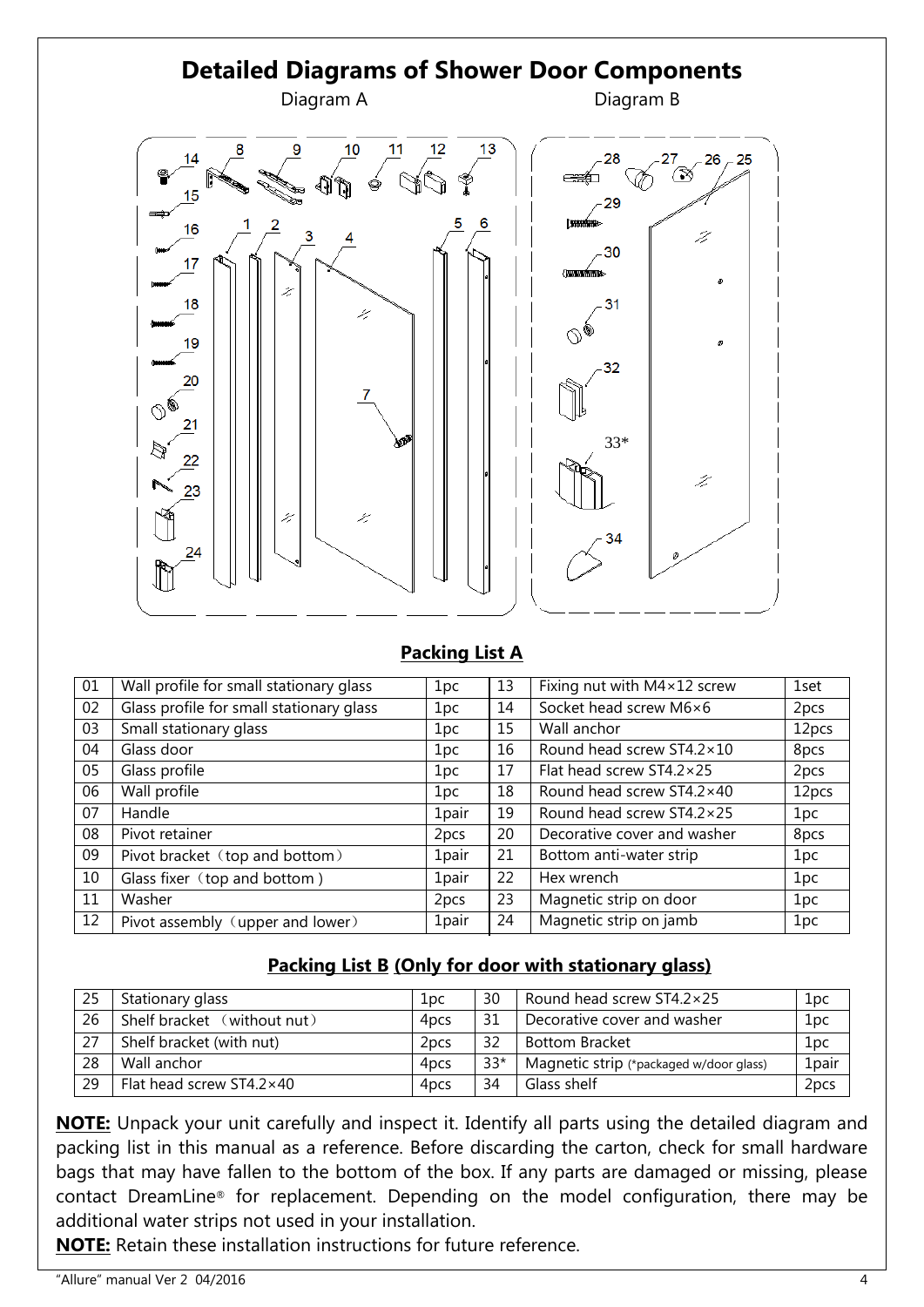# Detailed Diagrams of Shower Door Components

Diagram A

Diagram B

## Packing List A

| No. | Description | Qty | No. | Description | Qty |
|---|---|---|---|---|---|
| 01 | Wall profile for small stationary glass | 1pc | 13 | Fixing nut with M4×12 screw | 1set |
| 02 | Glass profile for small stationary glass | 1pc | 14 | Socket head screw M6×6 | 2pcs |
| 03 | Small stationary glass | 1pc | 15 | Wall anchor | 12pcs |
| 04 | Glass door | 1pc | 16 | Round head screw ST4.2×10 | 8pcs |
| 05 | Glass profile | 1pc | 17 | Flat head screw ST4.2×25 | 2pcs |
| 06 | Wall profile | 1pc | 18 | Round head screw ST4.2×40 | 12pcs |
| 07 | Handle | 1pair | 19 | Round head screw ST4.2×25 | 1pc |
| 08 | Pivot retainer | 2pcs | 20 | Decorative cover and washer | 8pcs |
| 09 | Pivot bracket（top and bottom） | 1pair | 21 | Bottom anti-water strip | 1pc |
| 10 | Glass fixer（top and bottom ) | 1pair | 22 | Hex wrench | 1pc |
| 11 | Washer | 2pcs | 23 | Magnetic strip on door | 1pc |
| 12 | Pivot assembly（upper and lower） | 1pair | 24 | Magnetic strip on jamb | 1pc |

## Packing List B (Only for door with stationary glass)

| No. | Description | Qty | No. | Description | Qty |
|---|---|---|---|---|---|
| 25 | Stationary glass | 1pc | 30 | Round head screw ST4.2×25 | 1pc |
| 26 | Shelf bracket （without nut） | 4pcs | 31 | Decorative cover and washer | 1pc |
| 27 | Shelf bracket (with nut) | 2pcs | 32 | Bottom Bracket | 1pc |
| 28 | Wall anchor | 4pcs | 33* | Magnetic strip (*packaged w/door glass) | 1pair |
| 29 | Flat head screw ST4.2×40 | 4pcs | 34 | Glass shelf | 2pcs |

**NOTE:** Unpack your unit carefully and inspect it. Identify all parts using the detailed diagram and packing list in this manual as a reference. Before discarding the carton, check for small hardware bags that may have fallen to the bottom of the box. If any parts are damaged or missing, please contact DreamLine® for replacement. Depending on the model configuration, there may be additional water strips not used in your installation.

**NOTE:** Retain these installation instructions for future reference.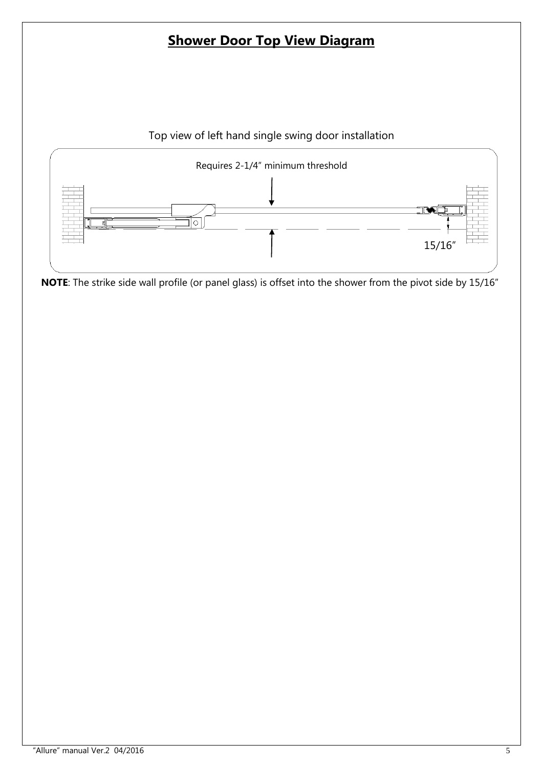# Shower Door Top View Diagram

Top view of left hand single swing door installation

Requires 2-1/4" minimum threshold

15/16"

**NOTE**: The strike side wall profile (or panel glass) is offset into the shower from the pivot side by 15/16"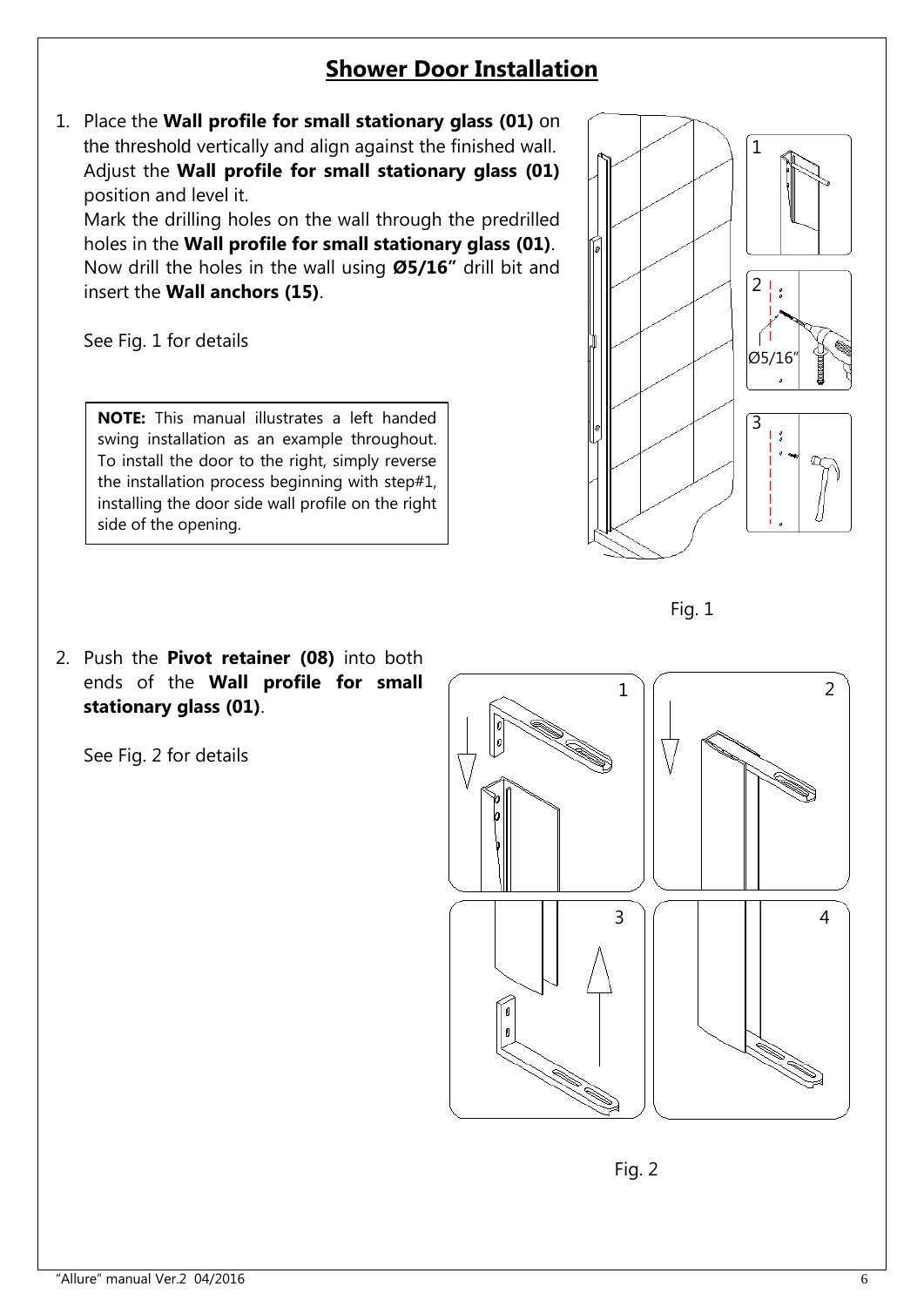# Shower Door Installation

1. Place the **Wall profile for small stationary glass (01)** on the threshold vertically and align against the finished wall. Adjust the **Wall profile for small stationary glass (01)** position and level it.
   Mark the drilling holes on the wall through the predrilled holes in the **Wall profile for small stationary glass (01)**. Now drill the holes in the wall using **Ø5/16"** drill bit and insert the **Wall anchors (15)**.

   See Fig. 1 for details

   > **NOTE:** This manual illustrates a left handed swing installation as an example throughout. To install the door to the right, simply reverse the installation process beginning with step#1, installing the door side wall profile on the right side of the opening.

Fig. 1

2. Push the **Pivot retainer (08)** into both ends of the **Wall profile for small stationary glass (01)**.

   See Fig. 2 for details

Fig. 2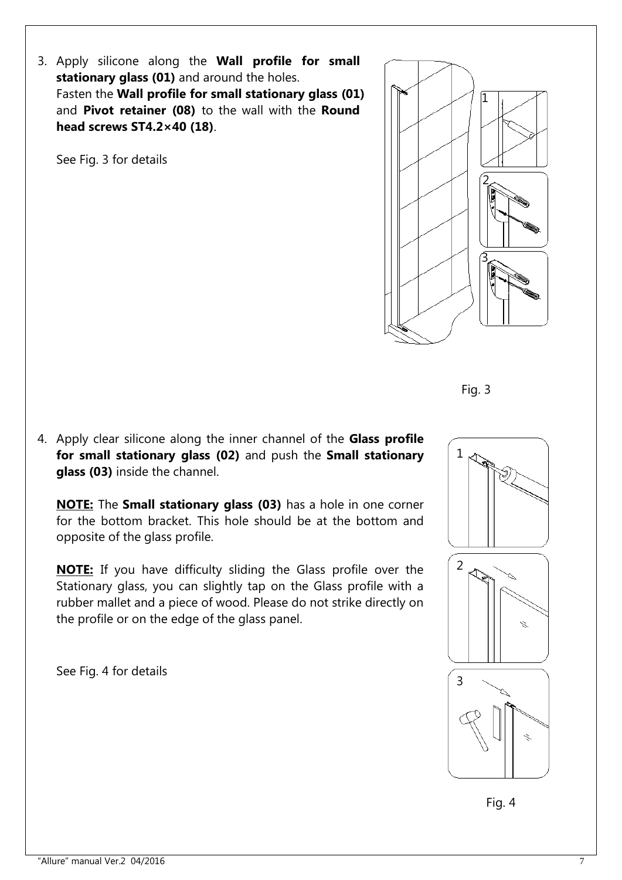3. Apply silicone along the **Wall profile for small stationary glass (01)** and around the holes.
   Fasten the **Wall profile for small stationary glass (01)** and **Pivot retainer (08)** to the wall with the **Round head screws ST4.2×40 (18)**.

   See Fig. 3 for details

Fig. 3

4. Apply clear silicone along the inner channel of the **Glass profile for small stationary glass (02)** and push the **Small stationary glass (03)** inside the channel.

   **NOTE:** The **Small stationary glass (03)** has a hole in one corner for the bottom bracket. This hole should be at the bottom and opposite of the glass profile.

   **NOTE:** If you have difficulty sliding the Glass profile over the Stationary glass, you can slightly tap on the Glass profile with a rubber mallet and a piece of wood. Please do not strike directly on the profile or on the edge of the glass panel.

   See Fig. 4 for details

Fig. 4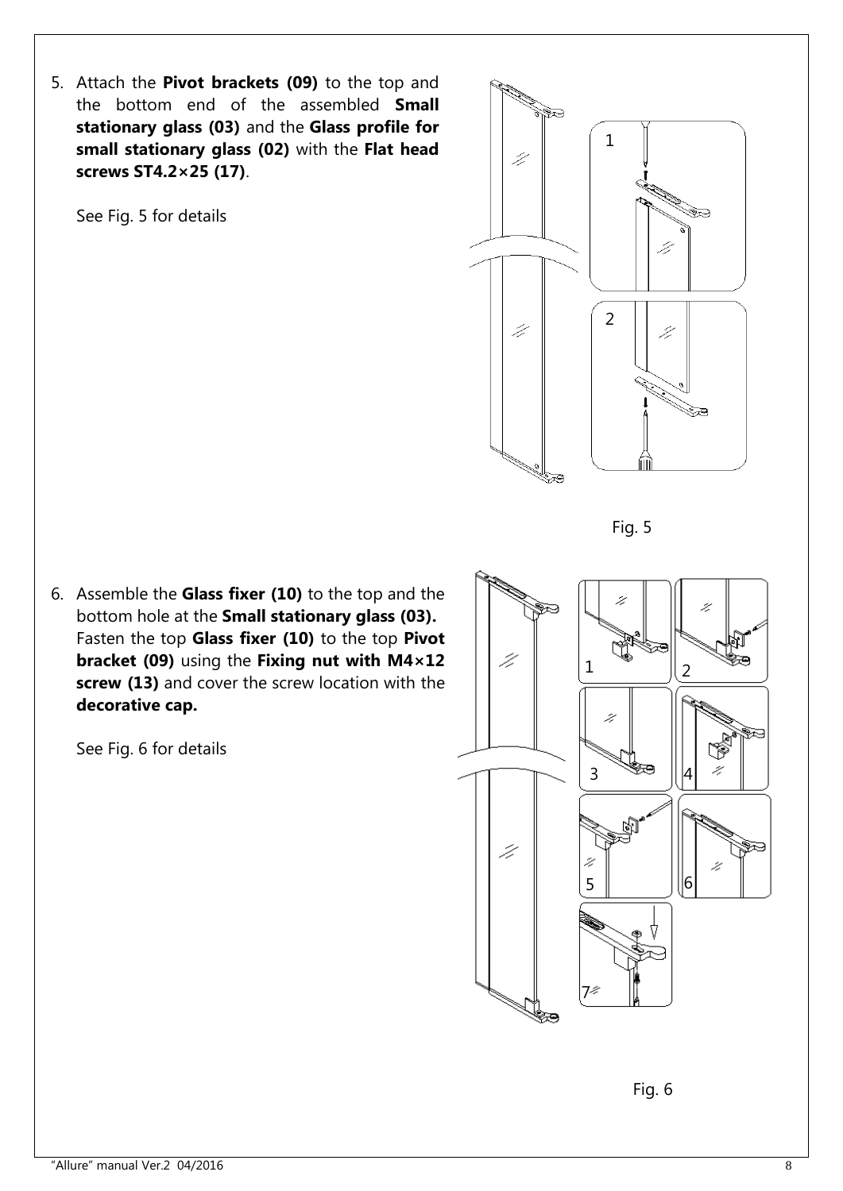5. Attach the **Pivot brackets (09)** to the top and the bottom end of the assembled **Small stationary glass (03)** and the **Glass profile for small stationary glass (02)** with the **Flat head screws ST4.2×25 (17)**.

   See Fig. 5 for details

Fig. 5

6. Assemble the **Glass fixer (10)** to the top and the bottom hole at the **Small stationary glass (03).** Fasten the top **Glass fixer (10)** to the top **Pivot bracket (09)** using the **Fixing nut with M4×12 screw (13)** and cover the screw location with the **decorative cap.**

   See Fig. 6 for details

Fig. 6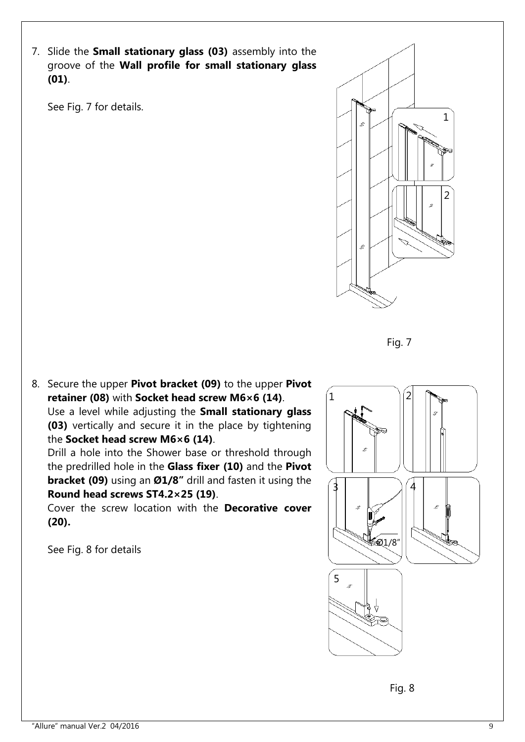7. Slide the **Small stationary glass (03)** assembly into the groove of the **Wall profile for small stationary glass (01)**.

   See Fig. 7 for details.

Fig. 7

8. Secure the upper **Pivot bracket (09)** to the upper **Pivot retainer (08)** with **Socket head screw M6×6 (14)**.
   Use a level while adjusting the **Small stationary glass (03)** vertically and secure it in the place by tightening the **Socket head screw M6×6 (14)**.
   Drill a hole into the Shower base or threshold through the predrilled hole in the **Glass fixer (10)** and the **Pivot bracket (09)** using an **Ø1/8"** drill and fasten it using the **Round head screws ST4.2×25 (19)**.
   Cover the screw location with the **Decorative cover (20).**

   See Fig. 8 for details

Fig. 8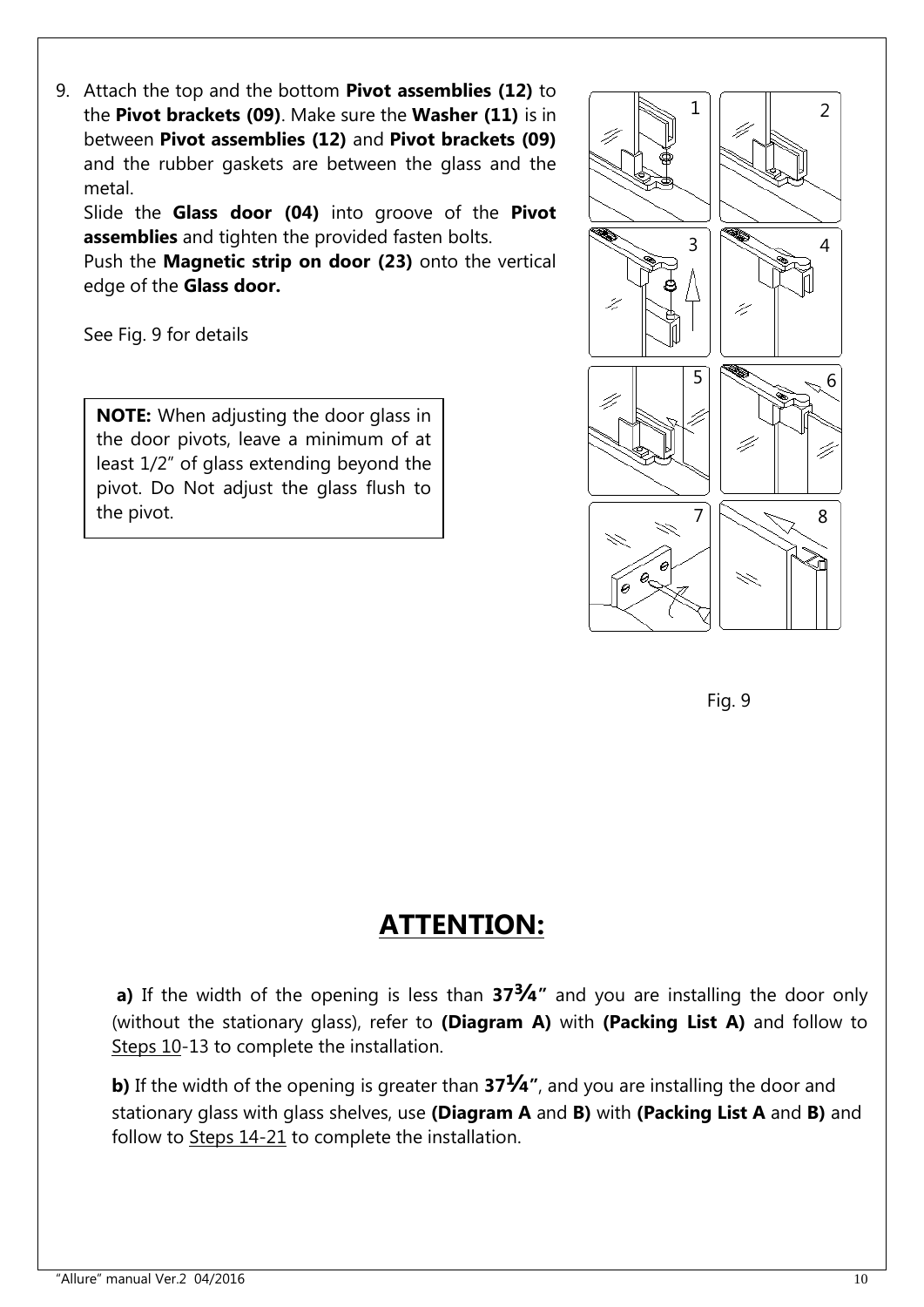9. Attach the top and the bottom **Pivot assemblies (12)** to the **Pivot brackets (09)**. Make sure the **Washer (11)** is in between **Pivot assemblies (12)** and **Pivot brackets (09)** and the rubber gaskets are between the glass and the metal.

   Slide the **Glass door (04)** into groove of the **Pivot assemblies** and tighten the provided fasten bolts.

   Push the **Magnetic strip on door (23)** onto the vertical edge of the **Glass door.**

   See Fig. 9 for details

> **NOTE:** When adjusting the door glass in the door pivots, leave a minimum of at least 1/2" of glass extending beyond the pivot. Do Not adjust the glass flush to the pivot.

Fig. 9

## ATTENTION:

**a)** If the width of the opening is less than **37¾"** and you are installing the door only (without the stationary glass), refer to **(Diagram A)** with **(Packing List A)** and follow to Steps 10-13 to complete the installation.

**b)** If the width of the opening is greater than **37¼"**, and you are installing the door and stationary glass with glass shelves, use **(Diagram A** and **B)** with **(Packing List A** and **B)** and follow to Steps 14-21 to complete the installation.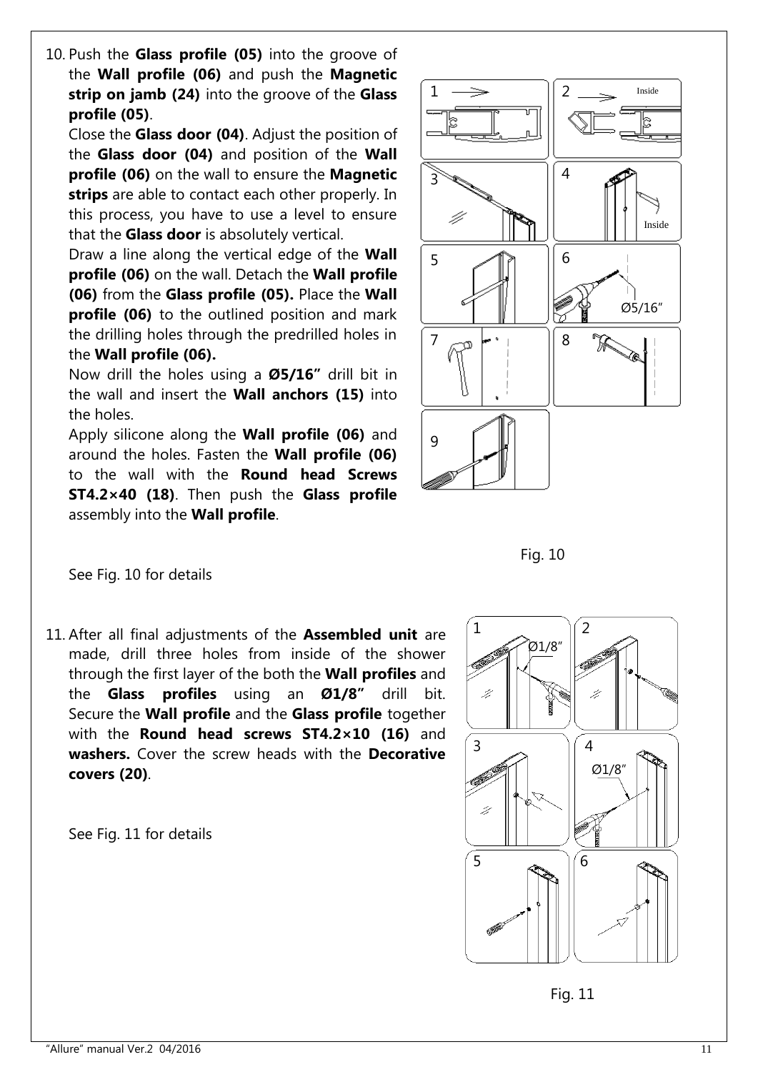10. Push the **Glass profile (05)** into the groove of the **Wall profile (06)** and push the **Magnetic strip on jamb (24)** into the groove of the **Glass profile (05)**.

    Close the **Glass door (04)**. Adjust the position of the **Glass door (04)** and position of the **Wall profile (06)** on the wall to ensure the **Magnetic strips** are able to contact each other properly. In this process, you have to use a level to ensure that the **Glass door** is absolutely vertical.

    Draw a line along the vertical edge of the **Wall profile (06)** on the wall. Detach the **Wall profile (06)** from the **Glass profile (05).** Place the **Wall profile (06)** to the outlined position and mark the drilling holes through the predrilled holes in the **Wall profile (06).**

    Now drill the holes using a **Ø5/16"** drill bit in the wall and insert the **Wall anchors (15)** into the holes.

    Apply silicone along the **Wall profile (06)** and around the holes. Fasten the **Wall profile (06)** to the wall with the **Round head Screws ST4.2×40 (18)**. Then push the **Glass profile** assembly into the **Wall profile**.

    See Fig. 10 for details

Fig. 10

11. After all final adjustments of the **Assembled unit** are made, drill three holes from inside of the shower through the first layer of the both the **Wall profiles** and the **Glass profiles** using an **Ø1/8"** drill bit. Secure the **Wall profile** and the **Glass profile** together with the **Round head screws ST4.2×10 (16)** and **washers.** Cover the screw heads with the **Decorative covers (20)**.

    See Fig. 11 for details

Fig. 11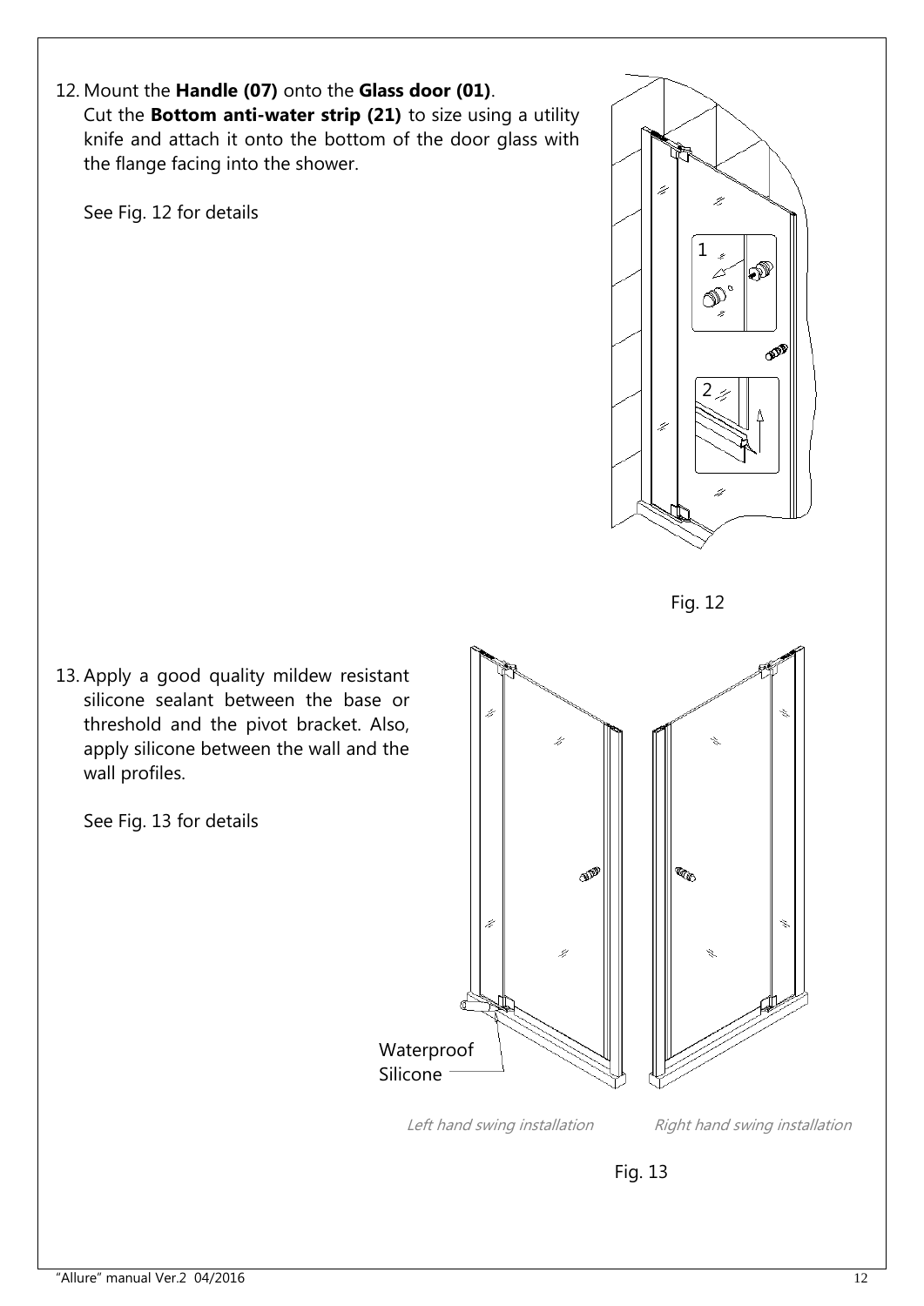12. Mount the **Handle (07)** onto the **Glass door (01)**.
    Cut the **Bottom anti-water strip (21)** to size using a utility knife and attach it onto the bottom of the door glass with the flange facing into the shower.

    See Fig. 12 for details

Fig. 12

13. Apply a good quality mildew resistant silicone sealant between the base or threshold and the pivot bracket. Also, apply silicone between the wall and the wall profiles.

    See Fig. 13 for details

Waterproof Silicone

*Left hand swing installation*

*Right hand swing installation*

Fig. 13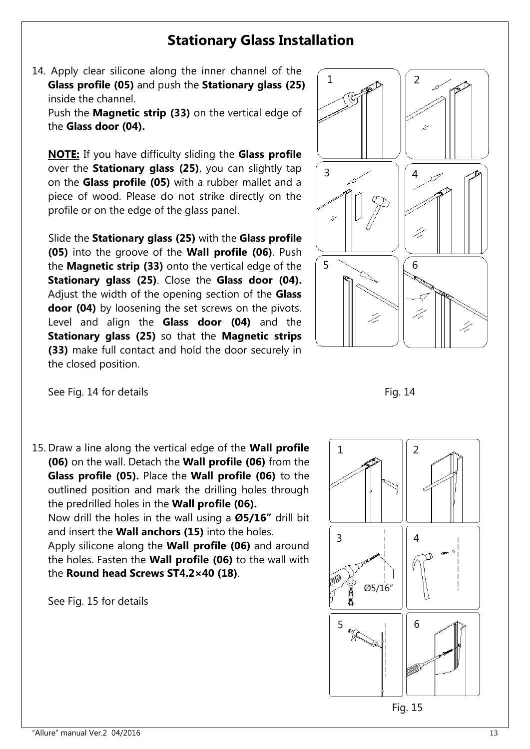# Stationary Glass Installation

14. Apply clear silicone along the inner channel of the **Glass profile (05)** and push the **Stationary glass (25)** inside the channel.
    Push the **Magnetic strip (33)** on the vertical edge of the **Glass door (04).**

    **NOTE:** If you have difficulty sliding the **Glass profile** over the **Stationary glass (25)**, you can slightly tap on the **Glass profile (05)** with a rubber mallet and a piece of wood. Please do not strike directly on the profile or on the edge of the glass panel.

    Slide the **Stationary glass (25)** with the **Glass profile (05)** into the groove of the **Wall profile (06)**. Push the **Magnetic strip (33)** onto the vertical edge of the **Stationary glass (25)**. Close the **Glass door (04).** Adjust the width of the opening section of the **Glass door (04)** by loosening the set screws on the pivots. Level and align the **Glass door (04)** and the **Stationary glass (25)** so that the **Magnetic strips (33)** make full contact and hold the door securely in the closed position.

    See Fig. 14 for details

Fig. 14

15. Draw a line along the vertical edge of the **Wall profile (06)** on the wall. Detach the **Wall profile (06)** from the **Glass profile (05).** Place the **Wall profile (06)** to the outlined position and mark the drilling holes through the predrilled holes in the **Wall profile (06).**
    Now drill the holes in the wall using a **Ø5/16"** drill bit and insert the **Wall anchors (15)** into the holes.
    Apply silicone along the **Wall profile (06)** and around the holes. Fasten the **Wall profile (06)** to the wall with the **Round head Screws ST4.2×40 (18)**.

    See Fig. 15 for details

Fig. 15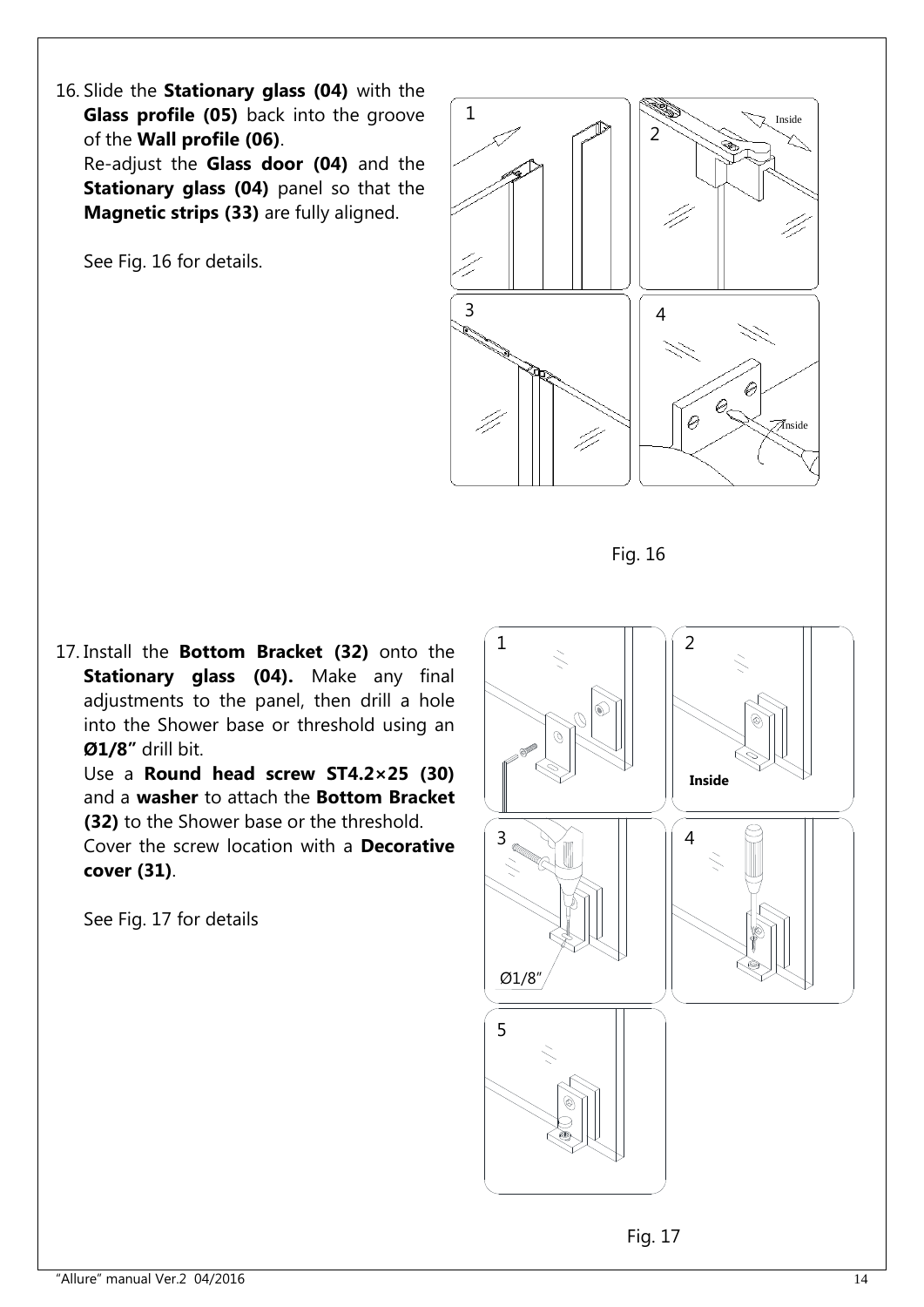16. Slide the **Stationary glass (04)** with the **Glass profile (05)** back into the groove of the **Wall profile (06)**.
    Re-adjust the **Glass door (04)** and the **Stationary glass (04)** panel so that the **Magnetic strips (33)** are fully aligned.

    See Fig. 16 for details.

Fig. 16

17. Install the **Bottom Bracket (32)** onto the **Stationary glass (04).** Make any final adjustments to the panel, then drill a hole into the Shower base or threshold using an **Ø1/8"** drill bit.
    Use a **Round head screw ST4.2×25 (30)** and a **washer** to attach the **Bottom Bracket (32)** to the Shower base or the threshold.
    Cover the screw location with a **Decorative cover (31)**.

    See Fig. 17 for details

Fig. 17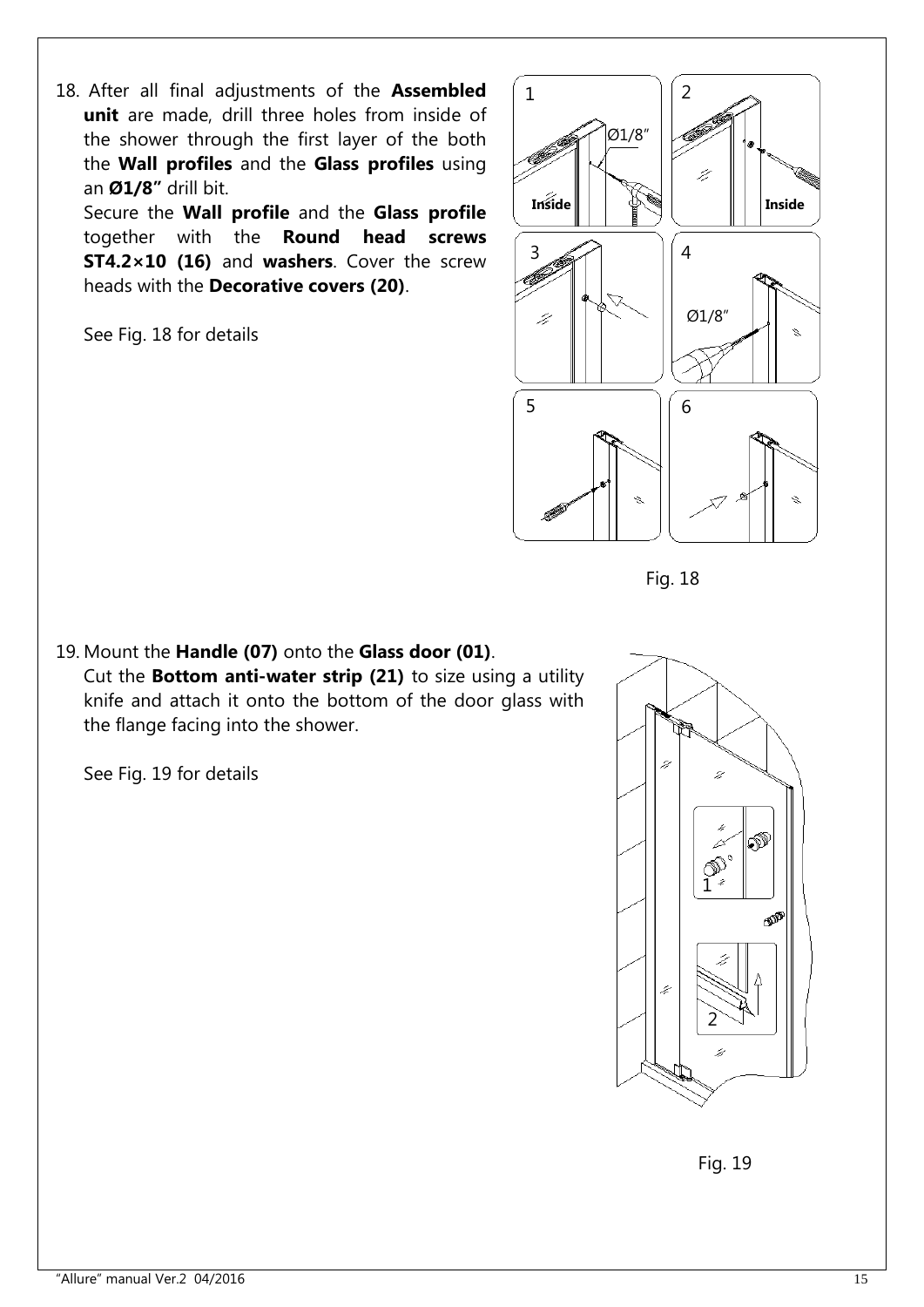18. After all final adjustments of the **Assembled unit** are made, drill three holes from inside of the shower through the first layer of the both the **Wall profiles** and the **Glass profiles** using an **Ø1/8"** drill bit.
    Secure the **Wall profile** and the **Glass profile** together with the **Round head screws ST4.2×10 (16)** and **washers**. Cover the screw heads with the **Decorative covers (20)**.

    See Fig. 18 for details

Fig. 18

19. Mount the **Handle (07)** onto the **Glass door (01)**.
    Cut the **Bottom anti-water strip (21)** to size using a utility knife and attach it onto the bottom of the door glass with the flange facing into the shower.

    See Fig. 19 for details

Fig. 19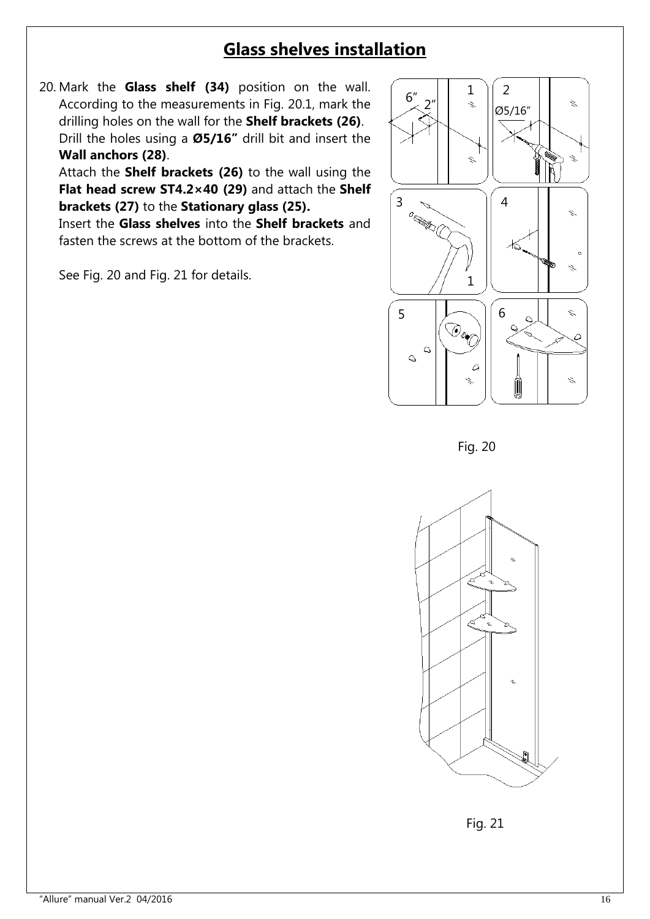# Glass shelves installation

20. Mark the **Glass shelf (34)** position on the wall. According to the measurements in Fig. 20.1, mark the drilling holes on the wall for the **Shelf brackets (26)**.
    Drill the holes using a **Ø5/16"** drill bit and insert the **Wall anchors (28)**.
    Attach the **Shelf brackets (26)** to the wall using the **Flat head screw ST4.2×40 (29)** and attach the **Shelf brackets (27)** to the **Stationary glass (25).**
    Insert the **Glass shelves** into the **Shelf brackets** and fasten the screws at the bottom of the brackets.

    See Fig. 20 and Fig. 21 for details.

Fig. 20

Fig. 21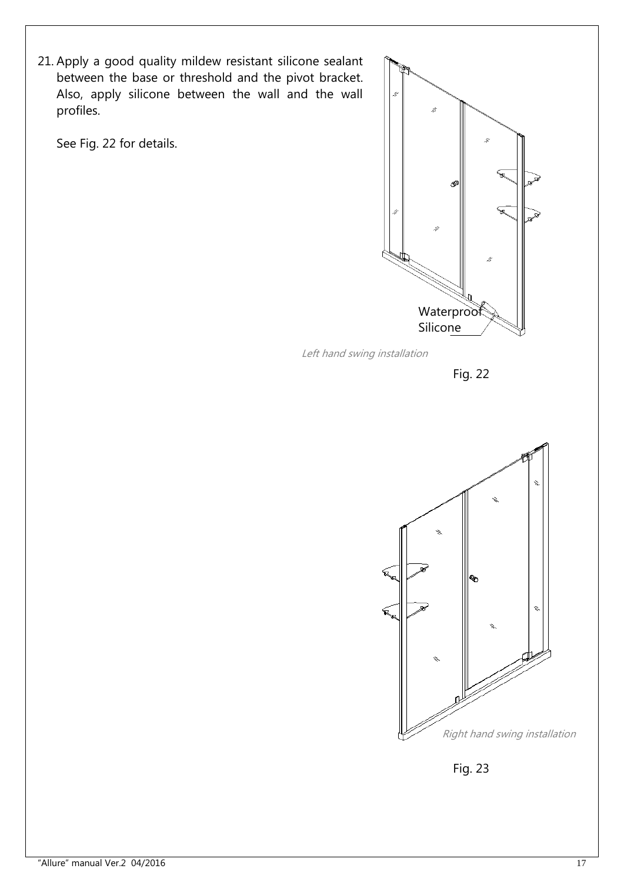21. Apply a good quality mildew resistant silicone sealant between the base or threshold and the pivot bracket. Also, apply silicone between the wall and the wall profiles.

    See Fig. 22 for details.

Waterproof Silicone

*Left hand swing installation*

Fig. 22

*Right hand swing installation*

Fig. 23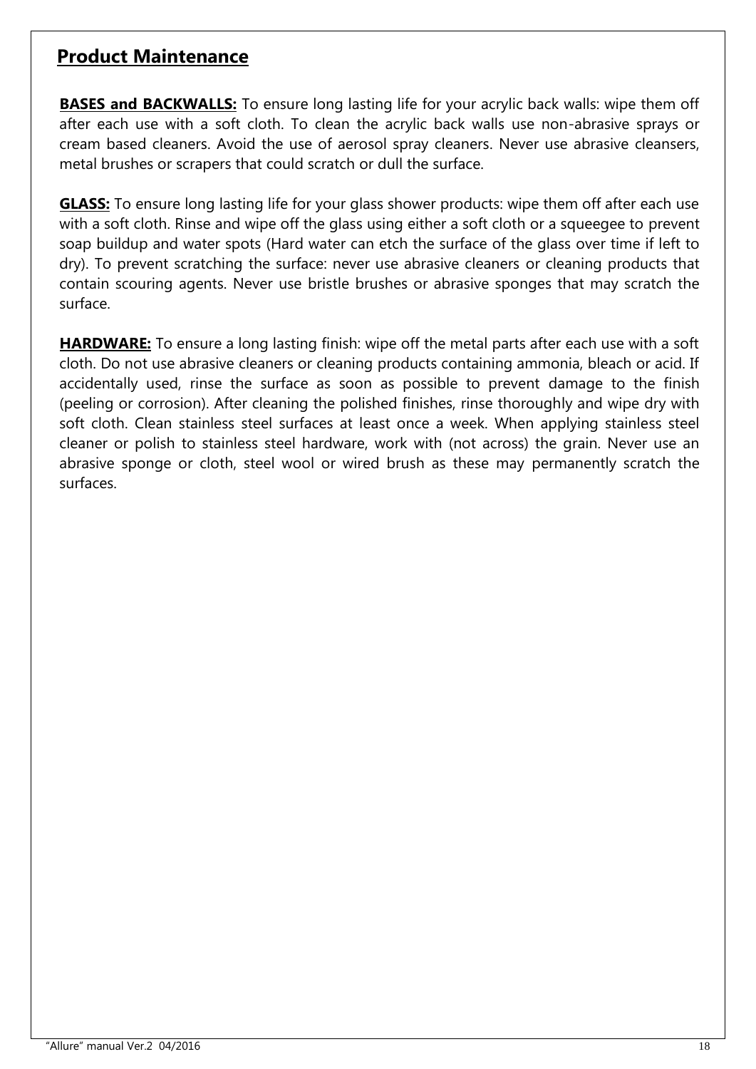## Product Maintenance

**BASES and BACKWALLS:** To ensure long lasting life for your acrylic back walls: wipe them off after each use with a soft cloth. To clean the acrylic back walls use non-abrasive sprays or cream based cleaners. Avoid the use of aerosol spray cleaners. Never use abrasive cleansers, metal brushes or scrapers that could scratch or dull the surface.

**GLASS:** To ensure long lasting life for your glass shower products: wipe them off after each use with a soft cloth. Rinse and wipe off the glass using either a soft cloth or a squeegee to prevent soap buildup and water spots (Hard water can etch the surface of the glass over time if left to dry). To prevent scratching the surface: never use abrasive cleaners or cleaning products that contain scouring agents. Never use bristle brushes or abrasive sponges that may scratch the surface.

**HARDWARE:** To ensure a long lasting finish: wipe off the metal parts after each use with a soft cloth. Do not use abrasive cleaners or cleaning products containing ammonia, bleach or acid. If accidentally used, rinse the surface as soon as possible to prevent damage to the finish (peeling or corrosion). After cleaning the polished finishes, rinse thoroughly and wipe dry with soft cloth. Clean stainless steel surfaces at least once a week. When applying stainless steel cleaner or polish to stainless steel hardware, work with (not across) the grain. Never use an abrasive sponge or cloth, steel wool or wired brush as these may permanently scratch the surfaces.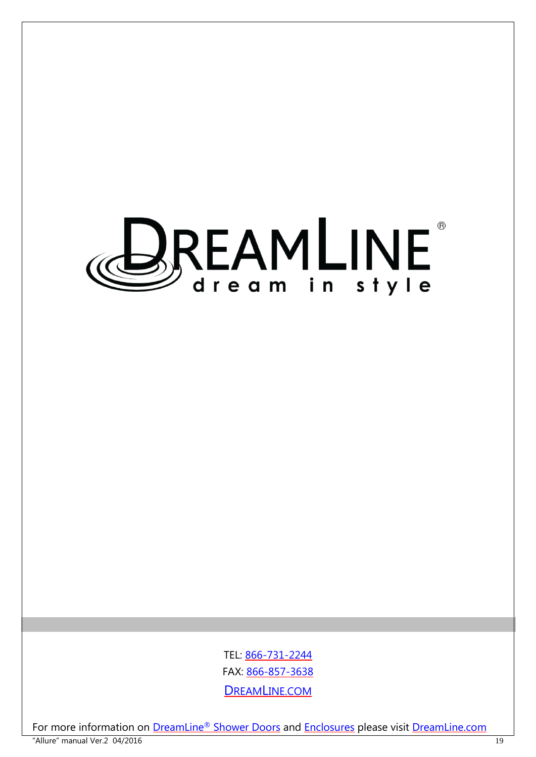DREAMLINE®

dream in style

TEL: 866-731-2244

FAX: 866-857-3638

DREAMLINE.COM

For more information on DreamLine® Shower Doors and Enclosures please visit DreamLine.com

"Allure" manual Ver.2 04/2016